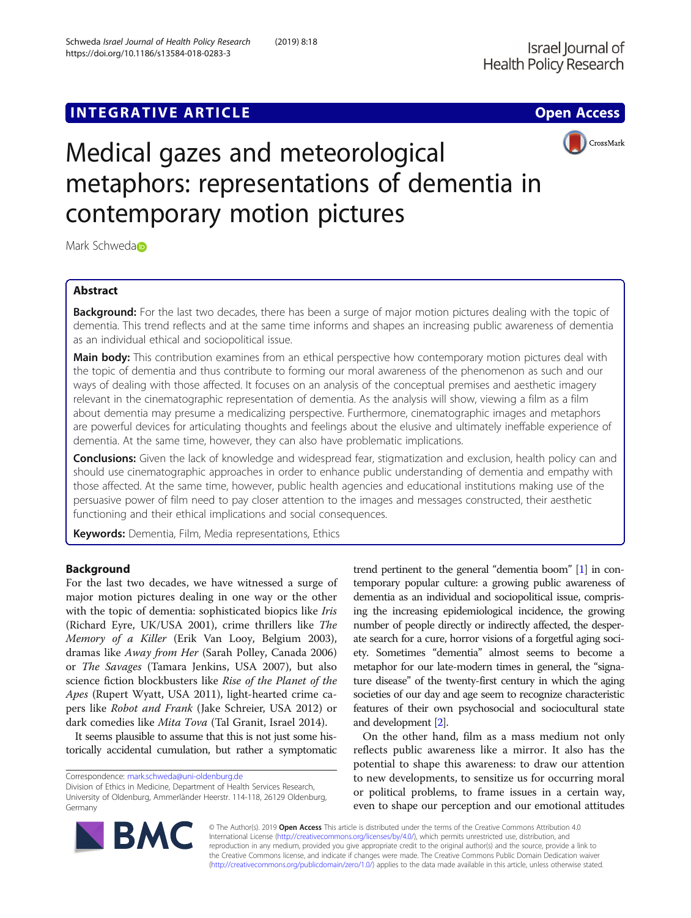INTEGRATIVE ARTICLE

Open Access

# Medical gazes and meteorological metaphors: representations of dementia in contemporary motion pictures

Mark Schweda

## Abstract

**Background:** For the last two decades, there has been a surge of major motion pictures dealing with the topic of dementia. This trend reflects and at the same time informs and shapes an increasing public awareness of dementia as an individual ethical and sociopolitical issue.

**Main body:** This contribution examines from an ethical perspective how contemporary motion pictures deal with the topic of dementia and thus contribute to forming our moral awareness of the phenomenon as such and our ways of dealing with those affected. It focuses on an analysis of the conceptual premises and aesthetic imagery relevant in the cinematographic representation of dementia. As the analysis will show, viewing a film as a film about dementia may presume a medicalizing perspective. Furthermore, cinematographic images and metaphors are powerful devices for articulating thoughts and feelings about the elusive and ultimately ineffable experience of dementia. At the same time, however, they can also have problematic implications.

**Conclusions:** Given the lack of knowledge and widespread fear, stigmatization and exclusion, health policy can and should use cinematographic approaches in order to enhance public understanding of dementia and empathy with those affected. At the same time, however, public health agencies and educational institutions making use of the persuasive power of film need to pay closer attention to the images and messages constructed, their aesthetic functioning and their ethical implications and social consequences.

**Keywords:** Dementia, Film, Media representations, Ethics

## Background

For the last two decades, we have witnessed a surge of major motion pictures dealing in one way or the other with the topic of dementia: sophisticated biopics like *Iris* (Richard Eyre, UK/USA 2001), crime thrillers like *The Memory of a Killer* (Erik Van Looy, Belgium 2003), dramas like *Away from Her* (Sarah Polley, Canada 2006) or *The Savages* (Tamara Jenkins, USA 2007), but also science fiction blockbusters like *Rise of the Planet of the Apes* (Rupert Wyatt, USA 2011), light-hearted crime capers like *Robot and Frank* (Jake Schreier, USA 2012) or dark comedies like *Mita Tova* (Tal Granit, Israel 2014).

It seems plausible to assume that this is not just some historically accidental cumulation, but rather a symptomatic trend pertinent to the general "dementia boom" [1] in contemporary popular culture: a growing public awareness of dementia as an individual and sociopolitical issue, comprising the increasing epidemiological incidence, the growing number of people directly or indirectly affected, the desperate search for a cure, horror visions of a forgetful aging society. Sometimes "dementia" almost seems to become a metaphor for our late-modern times in general, the "signature disease" of the twenty-first century in which the aging societies of our day and age seem to recognize characteristic features of their own psychosocial and sociocultural state and development [2].

On the other hand, film as a mass medium not only reflects public awareness like a mirror. It also has the potential to shape this awareness: to draw our attention to new developments, to sensitize us for occurring moral or political problems, to frame issues in a certain way, even to shape our perception and our emotional attitudes

Correspondence: mark.schweda@uni-oldenburg.de
Division of Ethics in Medicine, Department of Health Services Research, University of Oldenburg, Ammerländer Heerstr. 114-118, 26129 Oldenburg, Germany

© The Author(s). 2019 **Open Access** This article is distributed under the terms of the Creative Commons Attribution 4.0 International License (http://creativecommons.org/licenses/by/4.0/), which permits unrestricted use, distribution, and reproduction in any medium, provided you give appropriate credit to the original author(s) and the source, provide a link to the Creative Commons license, and indicate if changes were made. The Creative Commons Public Domain Dedication waiver (http://creativecommons.org/publicdomain/zero/1.0/) applies to the data made available in this article, unless otherwise stated.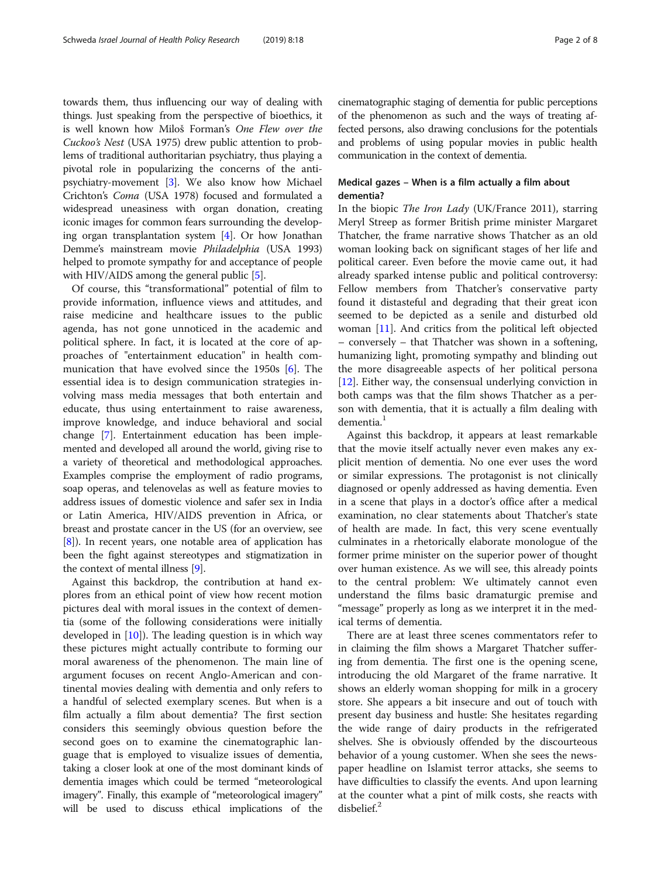towards them, thus influencing our way of dealing with things. Just speaking from the perspective of bioethics, it is well known how Miloš Forman's *One Flew over the Cuckoo's Nest* (USA 1975) drew public attention to problems of traditional authoritarian psychiatry, thus playing a pivotal role in popularizing the concerns of the anti-psychiatry-movement [3]. We also know how Michael Crichton's *Coma* (USA 1978) focused and formulated a widespread uneasiness with organ donation, creating iconic images for common fears surrounding the developing organ transplantation system [4]. Or how Jonathan Demme's mainstream movie *Philadelphia* (USA 1993) helped to promote sympathy for and acceptance of people with HIV/AIDS among the general public [5].

Of course, this "transformational" potential of film to provide information, influence views and attitudes, and raise medicine and healthcare issues to the public agenda, has not gone unnoticed in the academic and political sphere. In fact, it is located at the core of approaches of "entertainment education" in health communication that have evolved since the 1950s [6]. The essential idea is to design communication strategies involving mass media messages that both entertain and educate, thus using entertainment to raise awareness, improve knowledge, and induce behavioral and social change [7]. Entertainment education has been implemented and developed all around the world, giving rise to a variety of theoretical and methodological approaches. Examples comprise the employment of radio programs, soap operas, and telenovelas as well as feature movies to address issues of domestic violence and safer sex in India or Latin America, HIV/AIDS prevention in Africa, or breast and prostate cancer in the US (for an overview, see [8]). In recent years, one notable area of application has been the fight against stereotypes and stigmatization in the context of mental illness [9].

Against this backdrop, the contribution at hand explores from an ethical point of view how recent motion pictures deal with moral issues in the context of dementia (some of the following considerations were initially developed in [10]). The leading question is in which way these pictures might actually contribute to forming our moral awareness of the phenomenon. The main line of argument focuses on recent Anglo-American and continental movies dealing with dementia and only refers to a handful of selected exemplary scenes. But when is a film actually a film about dementia? The first section considers this seemingly obvious question before the second goes on to examine the cinematographic language that is employed to visualize issues of dementia, taking a closer look at one of the most dominant kinds of dementia images which could be termed "meteorological imagery". Finally, this example of "meteorological imagery" will be used to discuss ethical implications of the cinematographic staging of dementia for public perceptions of the phenomenon as such and the ways of treating affected persons, also drawing conclusions for the potentials and problems of using popular movies in public health communication in the context of dementia.

## Medical gazes – When is a film actually a film about dementia?

In the biopic *The Iron Lady* (UK/France 2011), starring Meryl Streep as former British prime minister Margaret Thatcher, the frame narrative shows Thatcher as an old woman looking back on significant stages of her life and political career. Even before the movie came out, it had already sparked intense public and political controversy: Fellow members from Thatcher's conservative party found it distasteful and degrading that their great icon seemed to be depicted as a senile and disturbed old woman [11]. And critics from the political left objected – conversely – that Thatcher was shown in a softening, humanizing light, promoting sympathy and blinding out the more disagreeable aspects of her political persona [12]. Either way, the consensual underlying conviction in both camps was that the film shows Thatcher as a person with dementia, that it is actually a film dealing with dementia.[1]

Against this backdrop, it appears at least remarkable that the movie itself actually never even makes any explicit mention of dementia. No one ever uses the word or similar expressions. The protagonist is not clinically diagnosed or openly addressed as having dementia. Even in a scene that plays in a doctor's office after a medical examination, no clear statements about Thatcher's state of health are made. In fact, this very scene eventually culminates in a rhetorically elaborate monologue of the former prime minister on the superior power of thought over human existence. As we will see, this already points to the central problem: We ultimately cannot even understand the films basic dramaturgic premise and "message" properly as long as we interpret it in the medical terms of dementia.

There are at least three scenes commentators refer to in claiming the film shows a Margaret Thatcher suffering from dementia. The first one is the opening scene, introducing the old Margaret of the frame narrative. It shows an elderly woman shopping for milk in a grocery store. She appears a bit insecure and out of touch with present day business and hustle: She hesitates regarding the wide range of dairy products in the refrigerated shelves. She is obviously offended by the discourteous behavior of a young customer. When she sees the newspaper headline on Islamist terror attacks, she seems to have difficulties to classify the events. And upon learning at the counter what a pint of milk costs, she reacts with disbelief.[2]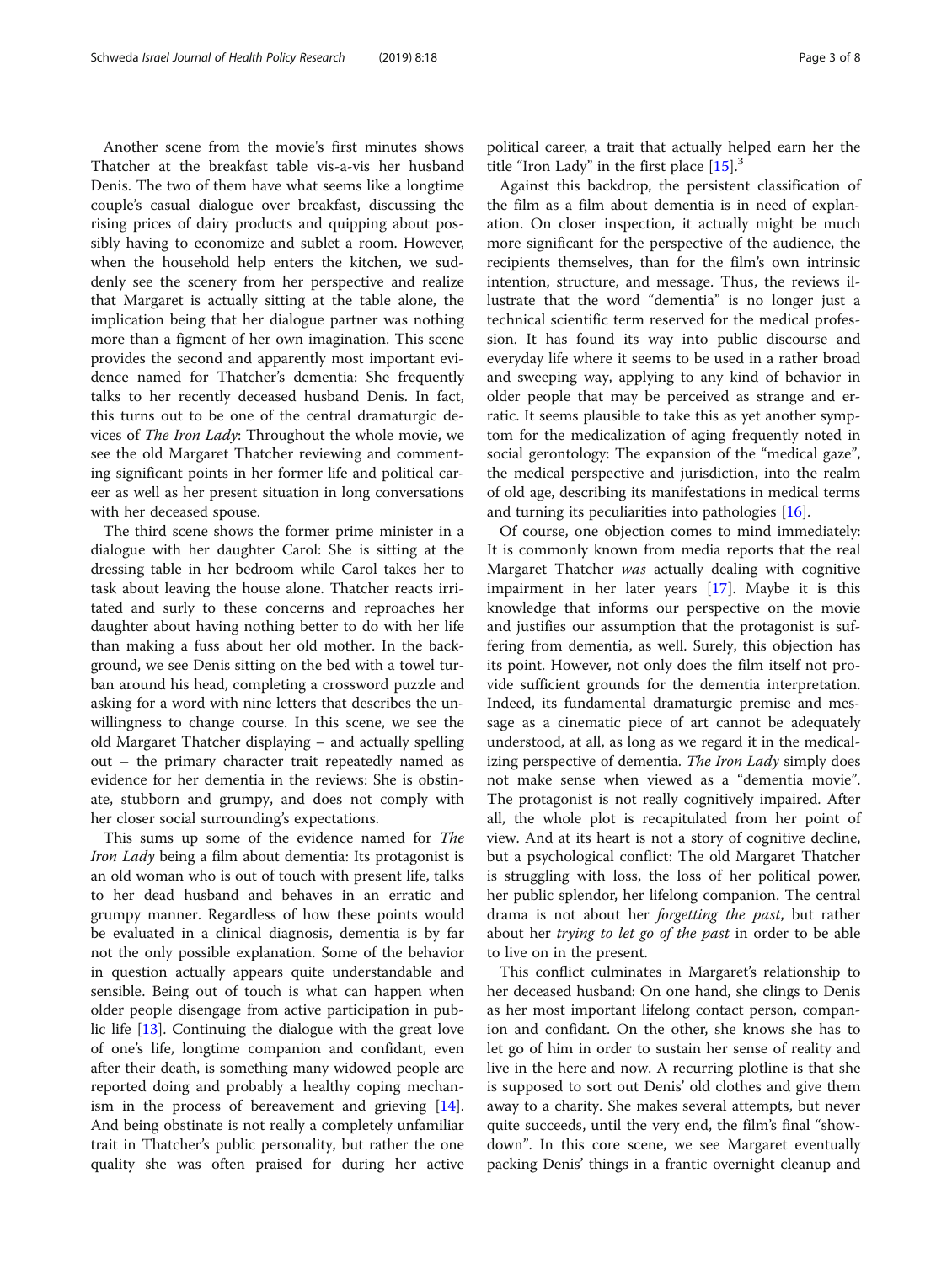Another scene from the movie's first minutes shows Thatcher at the breakfast table vis-a-vis her husband Denis. The two of them have what seems like a longtime couple's casual dialogue over breakfast, discussing the rising prices of dairy products and quipping about possibly having to economize and sublet a room. However, when the household help enters the kitchen, we suddenly see the scenery from her perspective and realize that Margaret is actually sitting at the table alone, the implication being that her dialogue partner was nothing more than a figment of her own imagination. This scene provides the second and apparently most important evidence named for Thatcher's dementia: She frequently talks to her recently deceased husband Denis. In fact, this turns out to be one of the central dramaturgic devices of *The Iron Lady*: Throughout the whole movie, we see the old Margaret Thatcher reviewing and commenting significant points in her former life and political career as well as her present situation in long conversations with her deceased spouse.

The third scene shows the former prime minister in a dialogue with her daughter Carol: She is sitting at the dressing table in her bedroom while Carol takes her to task about leaving the house alone. Thatcher reacts irritated and surly to these concerns and reproaches her daughter about having nothing better to do with her life than making a fuss about her old mother. In the background, we see Denis sitting on the bed with a towel turban around his head, completing a crossword puzzle and asking for a word with nine letters that describes the unwillingness to change course. In this scene, we see the old Margaret Thatcher displaying – and actually spelling out – the primary character trait repeatedly named as evidence for her dementia in the reviews: She is obstinate, stubborn and grumpy, and does not comply with her closer social surrounding's expectations.

This sums up some of the evidence named for *The Iron Lady* being a film about dementia: Its protagonist is an old woman who is out of touch with present life, talks to her dead husband and behaves in an erratic and grumpy manner. Regardless of how these points would be evaluated in a clinical diagnosis, dementia is by far not the only possible explanation. Some of the behavior in question actually appears quite understandable and sensible. Being out of touch is what can happen when older people disengage from active participation in public life [13]. Continuing the dialogue with the great love of one's life, longtime companion and confidant, even after their death, is something many widowed people are reported doing and probably a healthy coping mechanism in the process of bereavement and grieving [14]. And being obstinate is not really a completely unfamiliar trait in Thatcher's public personality, but rather the one quality she was often praised for during her active political career, a trait that actually helped earn her the title "Iron Lady" in the first place [15].[3]

Against this backdrop, the persistent classification of the film as a film about dementia is in need of explanation. On closer inspection, it actually might be much more significant for the perspective of the audience, the recipients themselves, than for the film's own intrinsic intention, structure, and message. Thus, the reviews illustrate that the word "dementia" is no longer just a technical scientific term reserved for the medical profession. It has found its way into public discourse and everyday life where it seems to be used in a rather broad and sweeping way, applying to any kind of behavior in older people that may be perceived as strange and erratic. It seems plausible to take this as yet another symptom for the medicalization of aging frequently noted in social gerontology: The expansion of the "medical gaze", the medical perspective and jurisdiction, into the realm of old age, describing its manifestations in medical terms and turning its peculiarities into pathologies [16].

Of course, one objection comes to mind immediately: It is commonly known from media reports that the real Margaret Thatcher *was* actually dealing with cognitive impairment in her later years [17]. Maybe it is this knowledge that informs our perspective on the movie and justifies our assumption that the protagonist is suffering from dementia, as well. Surely, this objection has its point. However, not only does the film itself not provide sufficient grounds for the dementia interpretation. Indeed, its fundamental dramaturgic premise and message as a cinematic piece of art cannot be adequately understood, at all, as long as we regard it in the medicalizing perspective of dementia. *The Iron Lady* simply does not make sense when viewed as a "dementia movie". The protagonist is not really cognitively impaired. After all, the whole plot is recapitulated from her point of view. And at its heart is not a story of cognitive decline, but a psychological conflict: The old Margaret Thatcher is struggling with loss, the loss of her political power, her public splendor, her lifelong companion. The central drama is not about her *forgetting the past*, but rather about her *trying to let go of the past* in order to be able to live on in the present.

This conflict culminates in Margaret's relationship to her deceased husband: On one hand, she clings to Denis as her most important lifelong contact person, companion and confidant. On the other, she knows she has to let go of him in order to sustain her sense of reality and live in the here and now. A recurring plotline is that she is supposed to sort out Denis' old clothes and give them away to a charity. She makes several attempts, but never quite succeeds, until the very end, the film's final "showdown". In this core scene, we see Margaret eventually packing Denis' things in a frantic overnight cleanup and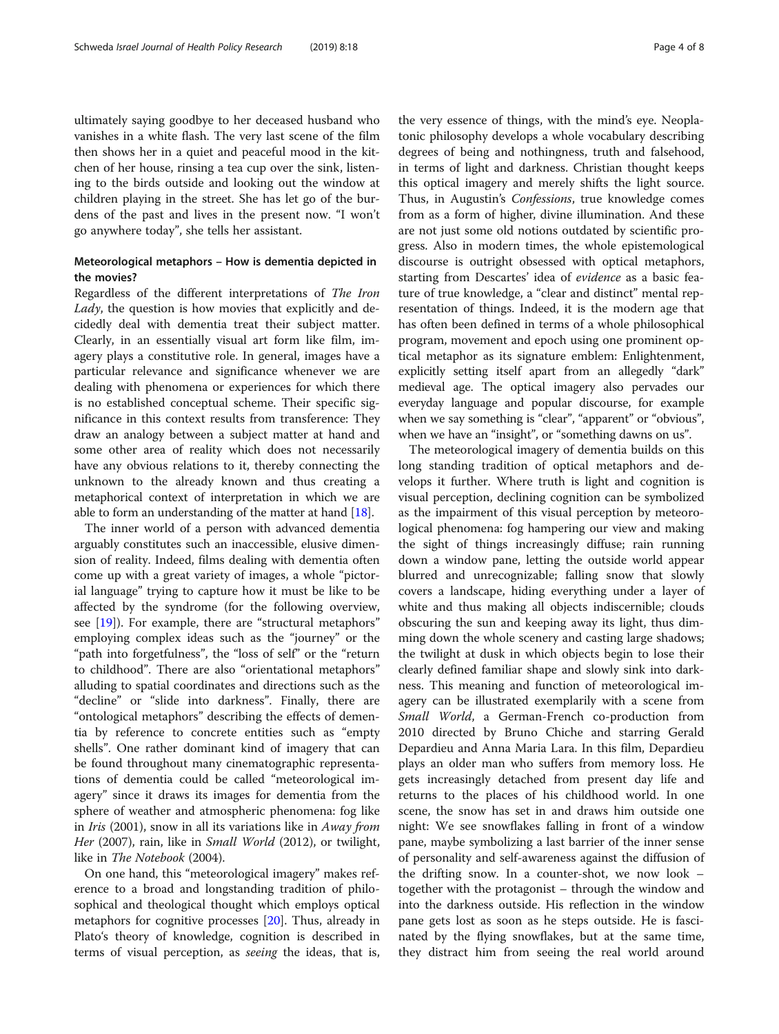ultimately saying goodbye to her deceased husband who vanishes in a white flash. The very last scene of the film then shows her in a quiet and peaceful mood in the kitchen of her house, rinsing a tea cup over the sink, listening to the birds outside and looking out the window at children playing in the street. She has let go of the burdens of the past and lives in the present now. "I won't go anywhere today", she tells her assistant.

## Meteorological metaphors – How is dementia depicted in the movies?

Regardless of the different interpretations of *The Iron Lady*, the question is how movies that explicitly and decidedly deal with dementia treat their subject matter. Clearly, in an essentially visual art form like film, imagery plays a constitutive role. In general, images have a particular relevance and significance whenever we are dealing with phenomena or experiences for which there is no established conceptual scheme. Their specific significance in this context results from transference: They draw an analogy between a subject matter at hand and some other area of reality which does not necessarily have any obvious relations to it, thereby connecting the unknown to the already known and thus creating a metaphorical context of interpretation in which we are able to form an understanding of the matter at hand [18].

The inner world of a person with advanced dementia arguably constitutes such an inaccessible, elusive dimension of reality. Indeed, films dealing with dementia often come up with a great variety of images, a whole "pictorial language" trying to capture how it must be like to be affected by the syndrome (for the following overview, see [19]). For example, there are "structural metaphors" employing complex ideas such as the "journey" or the "path into forgetfulness", the "loss of self" or the "return to childhood". There are also "orientational metaphors" alluding to spatial coordinates and directions such as the "decline" or "slide into darkness". Finally, there are "ontological metaphors" describing the effects of dementia by reference to concrete entities such as "empty shells". One rather dominant kind of imagery that can be found throughout many cinematographic representations of dementia could be called "meteorological imagery" since it draws its images for dementia from the sphere of weather and atmospheric phenomena: fog like in *Iris* (2001), snow in all its variations like in *Away from Her* (2007), rain, like in *Small World* (2012), or twilight, like in *The Notebook* (2004).

On one hand, this "meteorological imagery" makes reference to a broad and longstanding tradition of philosophical and theological thought which employs optical metaphors for cognitive processes [20]. Thus, already in Plato's theory of knowledge, cognition is described in terms of visual perception, as *seeing* the ideas, that is, the very essence of things, with the mind's eye. Neoplatonic philosophy develops a whole vocabulary describing degrees of being and nothingness, truth and falsehood, in terms of light and darkness. Christian thought keeps this optical imagery and merely shifts the light source. Thus, in Augustin's *Confessions*, true knowledge comes from as a form of higher, divine illumination. And these are not just some old notions outdated by scientific progress. Also in modern times, the whole epistemological discourse is outright obsessed with optical metaphors, starting from Descartes' idea of *evidence* as a basic feature of true knowledge, a "clear and distinct" mental representation of things. Indeed, it is the modern age that has often been defined in terms of a whole philosophical program, movement and epoch using one prominent optical metaphor as its signature emblem: Enlightenment, explicitly setting itself apart from an allegedly "dark" medieval age. The optical imagery also pervades our everyday language and popular discourse, for example when we say something is "clear", "apparent" or "obvious", when we have an "insight", or "something dawns on us".

The meteorological imagery of dementia builds on this long standing tradition of optical metaphors and develops it further. Where truth is light and cognition is visual perception, declining cognition can be symbolized as the impairment of this visual perception by meteorological phenomena: fog hampering our view and making the sight of things increasingly diffuse; rain running down a window pane, letting the outside world appear blurred and unrecognizable; falling snow that slowly covers a landscape, hiding everything under a layer of white and thus making all objects indiscernible; clouds obscuring the sun and keeping away its light, thus dimming down the whole scenery and casting large shadows; the twilight at dusk in which objects begin to lose their clearly defined familiar shape and slowly sink into darkness. This meaning and function of meteorological imagery can be illustrated exemplarily with a scene from *Small World*, a German-French co-production from 2010 directed by Bruno Chiche and starring Gerald Depardieu and Anna Maria Lara. In this film, Depardieu plays an older man who suffers from memory loss. He gets increasingly detached from present day life and returns to the places of his childhood world. In one scene, the snow has set in and draws him outside one night: We see snowflakes falling in front of a window pane, maybe symbolizing a last barrier of the inner sense of personality and self-awareness against the diffusion of the drifting snow. In a counter-shot, we now look – together with the protagonist – through the window and into the darkness outside. His reflection in the window pane gets lost as soon as he steps outside. He is fascinated by the flying snowflakes, but at the same time, they distract him from seeing the real world around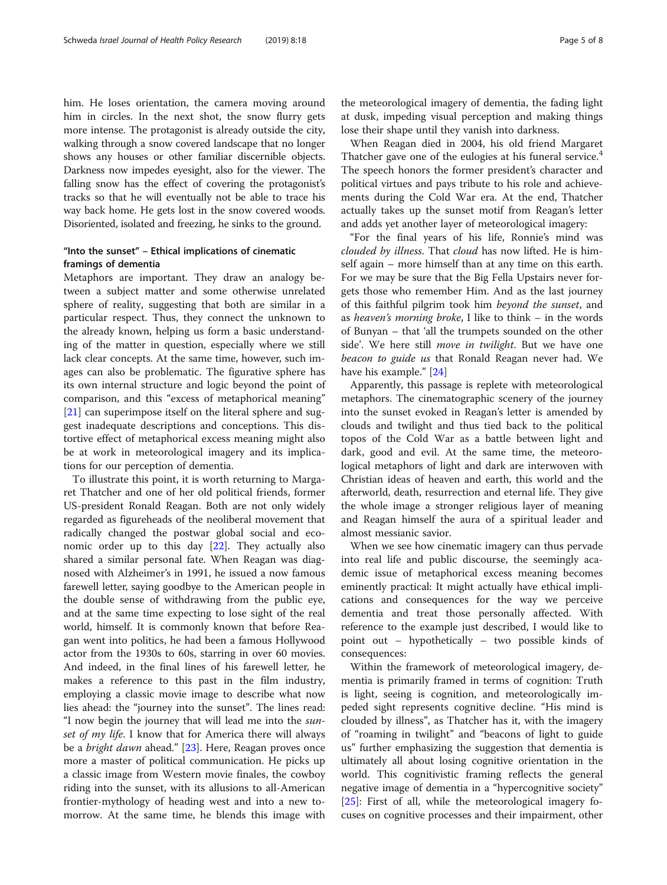him. He loses orientation, the camera moving around him in circles. In the next shot, the snow flurry gets more intense. The protagonist is already outside the city, walking through a snow covered landscape that no longer shows any houses or other familiar discernible objects. Darkness now impedes eyesight, also for the viewer. The falling snow has the effect of covering the protagonist's tracks so that he will eventually not be able to trace his way back home. He gets lost in the snow covered woods. Disoriented, isolated and freezing, he sinks to the ground.

## "Into the sunset" – Ethical implications of cinematic framings of dementia

Metaphors are important. They draw an analogy between a subject matter and some otherwise unrelated sphere of reality, suggesting that both are similar in a particular respect. Thus, they connect the unknown to the already known, helping us form a basic understanding of the matter in question, especially where we still lack clear concepts. At the same time, however, such images can also be problematic. The figurative sphere has its own internal structure and logic beyond the point of comparison, and this "excess of metaphorical meaning" [21] can superimpose itself on the literal sphere and suggest inadequate descriptions and conceptions. This distortive effect of metaphorical excess meaning might also be at work in meteorological imagery and its implications for our perception of dementia.

To illustrate this point, it is worth returning to Margaret Thatcher and one of her old political friends, former US-president Ronald Reagan. Both are not only widely regarded as figureheads of the neoliberal movement that radically changed the postwar global social and economic order up to this day [22]. They actually also shared a similar personal fate. When Reagan was diagnosed with Alzheimer's in 1991, he issued a now famous farewell letter, saying goodbye to the American people in the double sense of withdrawing from the public eye, and at the same time expecting to lose sight of the real world, himself. It is commonly known that before Reagan went into politics, he had been a famous Hollywood actor from the 1930s to 60s, starring in over 60 movies. And indeed, in the final lines of his farewell letter, he makes a reference to this past in the film industry, employing a classic movie image to describe what now lies ahead: the "journey into the sunset". The lines read: "I now begin the journey that will lead me into the *sunset of my life*. I know that for America there will always be a *bright dawn* ahead." [23]. Here, Reagan proves once more a master of political communication. He picks up a classic image from Western movie finales, the cowboy riding into the sunset, with its allusions to all-American frontier-mythology of heading west and into a new tomorrow. At the same time, he blends this image with the meteorological imagery of dementia, the fading light at dusk, impeding visual perception and making things lose their shape until they vanish into darkness.

When Reagan died in 2004, his old friend Margaret Thatcher gave one of the eulogies at his funeral service.[4] The speech honors the former president's character and political virtues and pays tribute to his role and achievements during the Cold War era. At the end, Thatcher actually takes up the sunset motif from Reagan's letter and adds yet another layer of meteorological imagery:

"For the final years of his life, Ronnie's mind was *clouded by illness*. That *cloud* has now lifted. He is himself again – more himself than at any time on this earth. For we may be sure that the Big Fella Upstairs never forgets those who remember Him. And as the last journey of this faithful pilgrim took him *beyond the sunset*, and as *heaven's morning broke*, I like to think – in the words of Bunyan – that 'all the trumpets sounded on the other side'. We here still *move in twilight*. But we have one *beacon to guide us* that Ronald Reagan never had. We have his example." [24]

Apparently, this passage is replete with meteorological metaphors. The cinematographic scenery of the journey into the sunset evoked in Reagan's letter is amended by clouds and twilight and thus tied back to the political topos of the Cold War as a battle between light and dark, good and evil. At the same time, the meteorological metaphors of light and dark are interwoven with Christian ideas of heaven and earth, this world and the afterworld, death, resurrection and eternal life. They give the whole image a stronger religious layer of meaning and Reagan himself the aura of a spiritual leader and almost messianic savior.

When we see how cinematic imagery can thus pervade into real life and public discourse, the seemingly academic issue of metaphorical excess meaning becomes eminently practical: It might actually have ethical implications and consequences for the way we perceive dementia and treat those personally affected. With reference to the example just described, I would like to point out – hypothetically – two possible kinds of consequences:

Within the framework of meteorological imagery, dementia is primarily framed in terms of cognition: Truth is light, seeing is cognition, and meteorologically impeded sight represents cognitive decline. "His mind is clouded by illness", as Thatcher has it, with the imagery of "roaming in twilight" and "beacons of light to guide us" further emphasizing the suggestion that dementia is ultimately all about losing cognitive orientation in the world. This cognitivistic framing reflects the general negative image of dementia in a "hypercognitive society" [25]: First of all, while the meteorological imagery focuses on cognitive processes and their impairment, other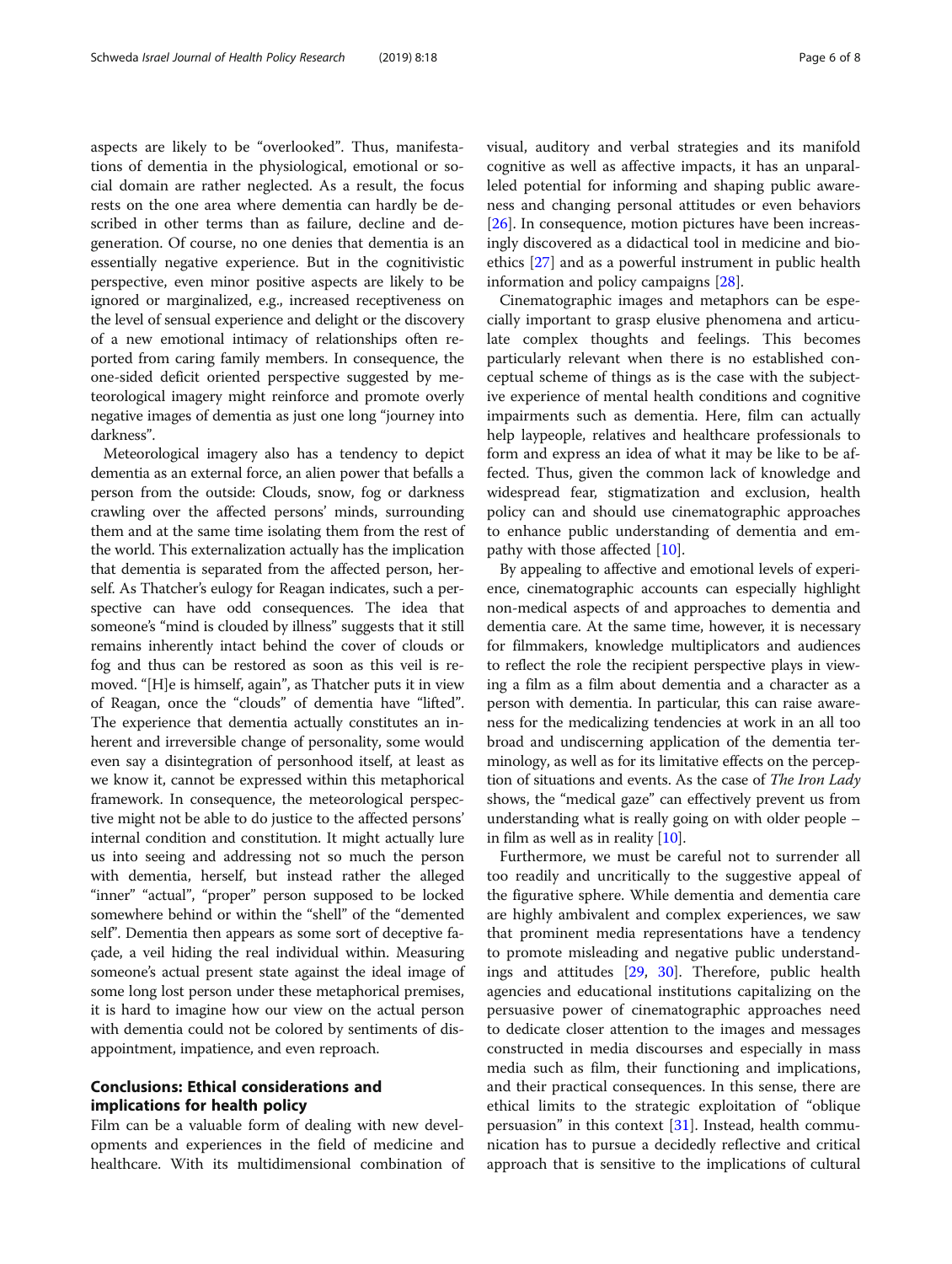aspects are likely to be "overlooked". Thus, manifestations of dementia in the physiological, emotional or social domain are rather neglected. As a result, the focus rests on the one area where dementia can hardly be described in other terms than as failure, decline and degeneration. Of course, no one denies that dementia is an essentially negative experience. But in the cognitivistic perspective, even minor positive aspects are likely to be ignored or marginalized, e.g., increased receptiveness on the level of sensual experience and delight or the discovery of a new emotional intimacy of relationships often reported from caring family members. In consequence, the one-sided deficit oriented perspective suggested by meteorological imagery might reinforce and promote overly negative images of dementia as just one long "journey into darkness".

Meteorological imagery also has a tendency to depict dementia as an external force, an alien power that befalls a person from the outside: Clouds, snow, fog or darkness crawling over the affected persons' minds, surrounding them and at the same time isolating them from the rest of the world. This externalization actually has the implication that dementia is separated from the affected person, herself. As Thatcher's eulogy for Reagan indicates, such a perspective can have odd consequences. The idea that someone's "mind is clouded by illness" suggests that it still remains inherently intact behind the cover of clouds or fog and thus can be restored as soon as this veil is removed. "[H]e is himself, again", as Thatcher puts it in view of Reagan, once the "clouds" of dementia have "lifted". The experience that dementia actually constitutes an inherent and irreversible change of personality, some would even say a disintegration of personhood itself, at least as we know it, cannot be expressed within this metaphorical framework. In consequence, the meteorological perspective might not be able to do justice to the affected persons' internal condition and constitution. It might actually lure us into seeing and addressing not so much the person with dementia, herself, but instead rather the alleged "inner" "actual", "proper" person supposed to be locked somewhere behind or within the "shell" of the "demented self". Dementia then appears as some sort of deceptive façade, a veil hiding the real individual within. Measuring someone's actual present state against the ideal image of some long lost person under these metaphorical premises, it is hard to imagine how our view on the actual person with dementia could not be colored by sentiments of disappointment, impatience, and even reproach.

## Conclusions: Ethical considerations and implications for health policy

Film can be a valuable form of dealing with new developments and experiences in the field of medicine and healthcare. With its multidimensional combination of visual, auditory and verbal strategies and its manifold cognitive as well as affective impacts, it has an unparalleled potential for informing and shaping public awareness and changing personal attitudes or even behaviors [26]. In consequence, motion pictures have been increasingly discovered as a didactical tool in medicine and bioethics [27] and as a powerful instrument in public health information and policy campaigns [28].

Cinematographic images and metaphors can be especially important to grasp elusive phenomena and articulate complex thoughts and feelings. This becomes particularly relevant when there is no established conceptual scheme of things as is the case with the subjective experience of mental health conditions and cognitive impairments such as dementia. Here, film can actually help laypeople, relatives and healthcare professionals to form and express an idea of what it may be like to be affected. Thus, given the common lack of knowledge and widespread fear, stigmatization and exclusion, health policy can and should use cinematographic approaches to enhance public understanding of dementia and empathy with those affected [10].

By appealing to affective and emotional levels of experience, cinematographic accounts can especially highlight non-medical aspects of and approaches to dementia and dementia care. At the same time, however, it is necessary for filmmakers, knowledge multiplicators and audiences to reflect the role the recipient perspective plays in viewing a film as a film about dementia and a character as a person with dementia. In particular, this can raise awareness for the medicalizing tendencies at work in an all too broad and undiscerning application of the dementia terminology, as well as for its limitative effects on the perception of situations and events. As the case of *The Iron Lady* shows, the "medical gaze" can effectively prevent us from understanding what is really going on with older people – in film as well as in reality [10].

Furthermore, we must be careful not to surrender all too readily and uncritically to the suggestive appeal of the figurative sphere. While dementia and dementia care are highly ambivalent and complex experiences, we saw that prominent media representations have a tendency to promote misleading and negative public understandings and attitudes [29, 30]. Therefore, public health agencies and educational institutions capitalizing on the persuasive power of cinematographic approaches need to dedicate closer attention to the images and messages constructed in media discourses and especially in mass media such as film, their functioning and implications, and their practical consequences. In this sense, there are ethical limits to the strategic exploitation of "oblique persuasion" in this context [31]. Instead, health communication has to pursue a decidedly reflective and critical approach that is sensitive to the implications of cultural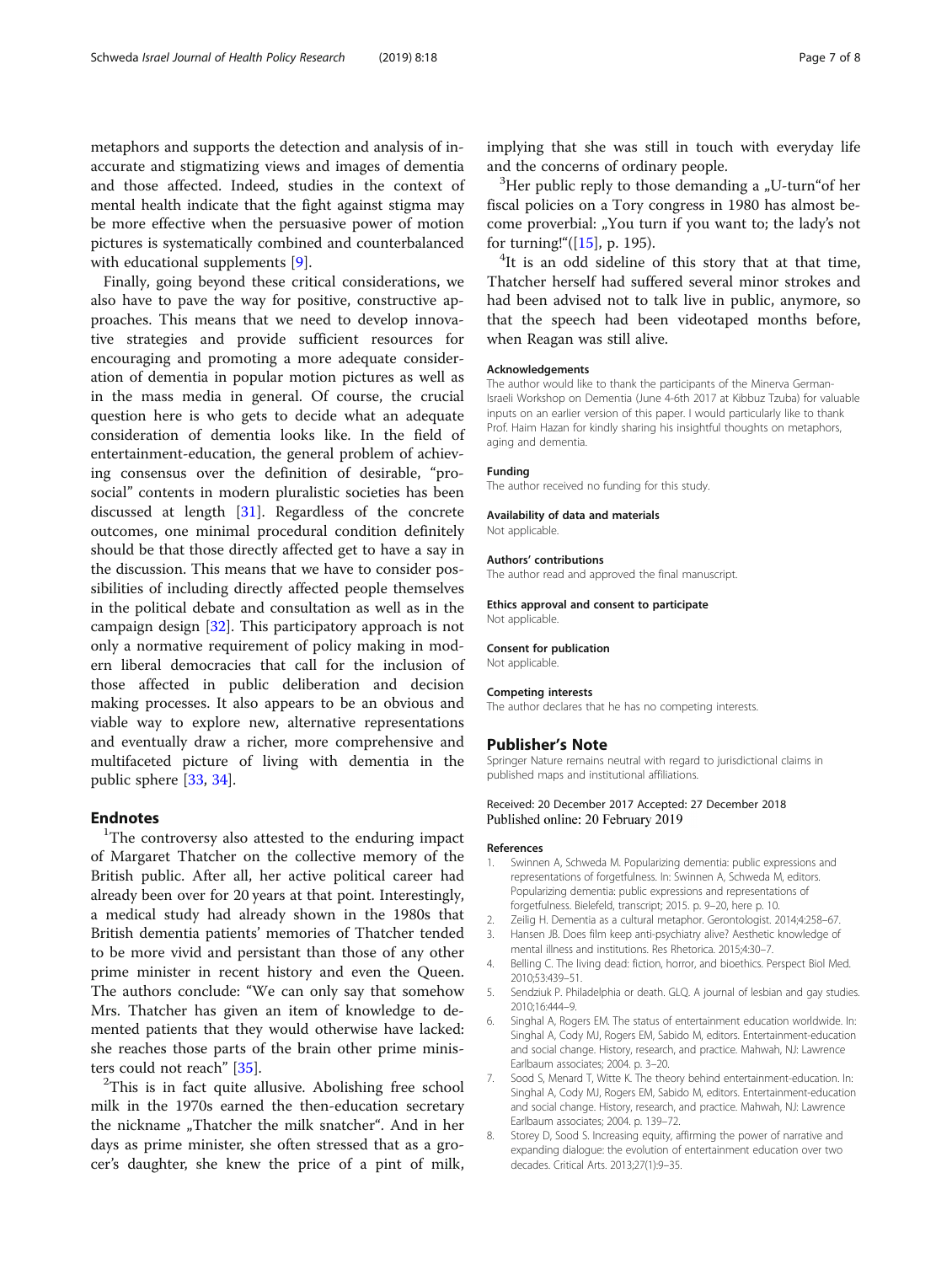metaphors and supports the detection and analysis of inaccurate and stigmatizing views and images of dementia and those affected. Indeed, studies in the context of mental health indicate that the fight against stigma may be more effective when the persuasive power of motion pictures is systematically combined and counterbalanced with educational supplements [9].

Finally, going beyond these critical considerations, we also have to pave the way for positive, constructive approaches. This means that we need to develop innovative strategies and provide sufficient resources for encouraging and promoting a more adequate consideration of dementia in popular motion pictures as well as in the mass media in general. Of course, the crucial question here is who gets to decide what an adequate consideration of dementia looks like. In the field of entertainment-education, the general problem of achieving consensus over the definition of desirable, "pro-social" contents in modern pluralistic societies has been discussed at length [31]. Regardless of the concrete outcomes, one minimal procedural condition definitely should be that those directly affected get to have a say in the discussion. This means that we have to consider possibilities of including directly affected people themselves in the political debate and consultation as well as in the campaign design [32]. This participatory approach is not only a normative requirement of policy making in modern liberal democracies that call for the inclusion of those affected in public deliberation and decision making processes. It also appears to be an obvious and viable way to explore new, alternative representations and eventually draw a richer, more comprehensive and multifaceted picture of living with dementia in the public sphere [33, 34].

## Endnotes

[1]The controversy also attested to the enduring impact of Margaret Thatcher on the collective memory of the British public. After all, her active political career had already been over for 20 years at that point. Interestingly, a medical study had already shown in the 1980s that British dementia patients' memories of Thatcher tended to be more vivid and persistant than those of any other prime minister in recent history and even the Queen. The authors conclude: "We can only say that somehow Mrs. Thatcher has given an item of knowledge to demented patients that they would otherwise have lacked: she reaches those parts of the brain other prime ministers could not reach" [35].

[2]This is in fact quite allusive. Abolishing free school milk in the 1970s earned the then-education secretary the nickname „Thatcher the milk snatcher". And in her days as prime minister, she often stressed that as a grocer's daughter, she knew the price of a pint of milk, implying that she was still in touch with everyday life and the concerns of ordinary people.

[3]Her public reply to those demanding a „U-turn"of her fiscal policies on a Tory congress in 1980 has almost become proverbial: „You turn if you want to; the lady's not for turning!"([15], p. 195).

[4]It is an odd sideline of this story that at that time, Thatcher herself had suffered several minor strokes and had been advised not to talk live in public, anymore, so that the speech had been videotaped months before, when Reagan was still alive.

### Acknowledgements

The author would like to thank the participants of the Minerva German-Israeli Workshop on Dementia (June 4-6th 2017 at Kibbuz Tzuba) for valuable inputs on an earlier version of this paper. I would particularly like to thank Prof. Haim Hazan for kindly sharing his insightful thoughts on metaphors, aging and dementia.

### Funding

The author received no funding for this study.

### Availability of data and materials

Not applicable.

### Authors' contributions

The author read and approved the final manuscript.

### Ethics approval and consent to participate

Not applicable.

### Consent for publication

Not applicable.

### Competing interests

The author declares that he has no competing interests.

## Publisher's Note

Springer Nature remains neutral with regard to jurisdictional claims in published maps and institutional affiliations.

Received: 20 December 2017 Accepted: 27 December 2018
Published online: 20 February 2019

### References

1. Swinnen A, Schweda M. Popularizing dementia: public expressions and representations of forgetfulness. In: Swinnen A, Schweda M, editors. Popularizing dementia: public expressions and representations of forgetfulness. Bielefeld, transcript; 2015. p. 9–20, here p. 10.
2. Zeilig H. Dementia as a cultural metaphor. Gerontologist. 2014;4:258–67.
3. Hansen JB. Does film keep anti-psychiatry alive? Aesthetic knowledge of mental illness and institutions. Res Rhetorica. 2015;4:30–7.
4. Belling C. The living dead: fiction, horror, and bioethics. Perspect Biol Med. 2010;53:439–51.
5. Sendziuk P. Philadelphia or death. GLQ. A journal of lesbian and gay studies. 2010;16:444–9.
6. Singhal A, Rogers EM. The status of entertainment education worldwide. In: Singhal A, Cody MJ, Rogers EM, Sabido M, editors. Entertainment-education and social change. History, research, and practice. Mahwah, NJ: Lawrence Earlbaum associates; 2004. p. 3–20.
7. Sood S, Menard T, Witte K. The theory behind entertainment-education. In: Singhal A, Cody MJ, Rogers EM, Sabido M, editors. Entertainment-education and social change. History, research, and practice. Mahwah, NJ: Lawrence Earlbaum associates; 2004. p. 139–72.
8. Storey D, Sood S. Increasing equity, affirming the power of narrative and expanding dialogue: the evolution of entertainment education over two decades. Critical Arts. 2013;27(1):9–35.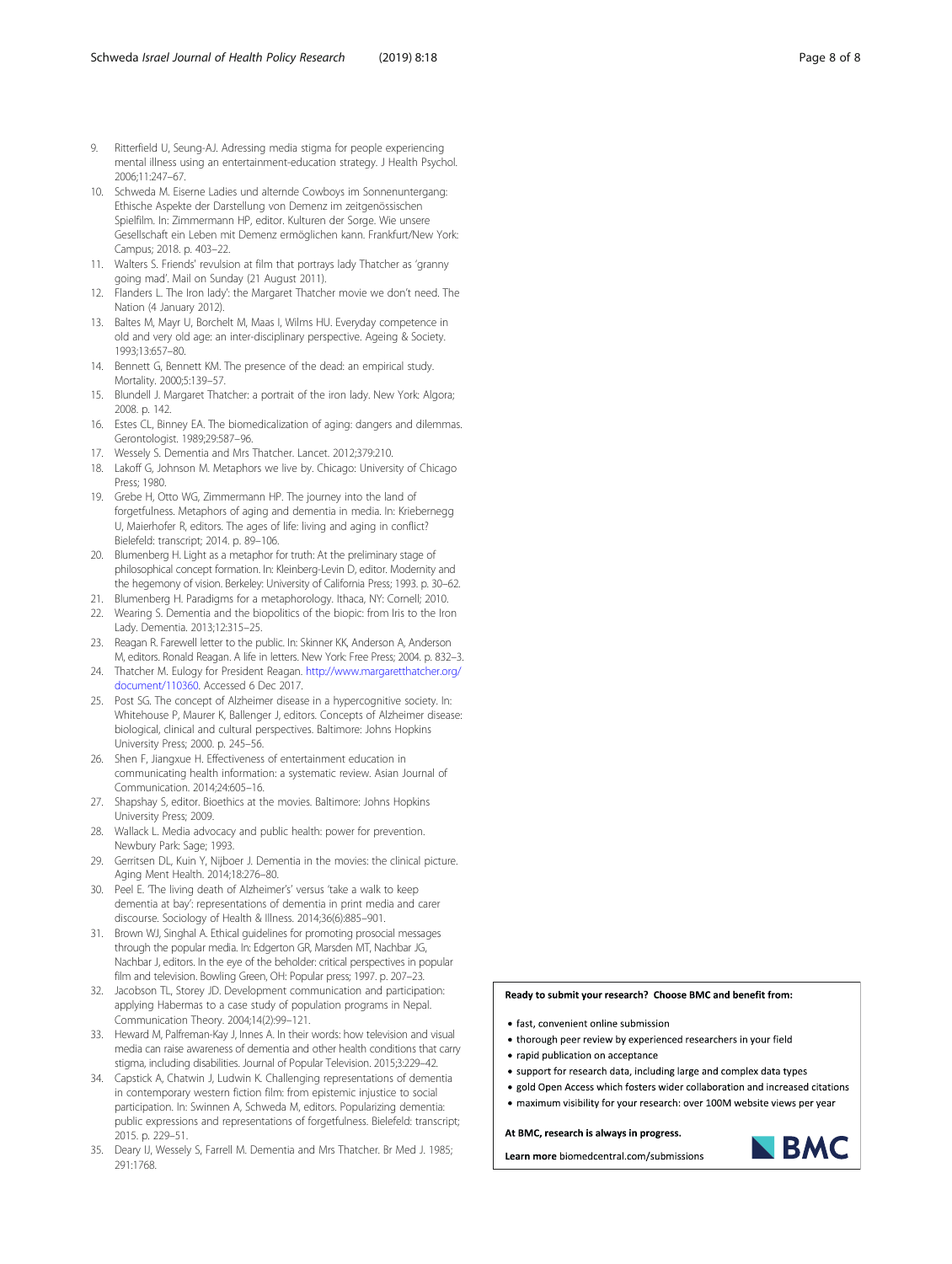9. Ritterfield U, Seung-AJ. Adressing media stigma for people experiencing mental illness using an entertainment-education strategy. J Health Psychol. 2006;11:247–67.
10. Schweda M. Eiserne Ladies und alternde Cowboys im Sonnenuntergang: Ethische Aspekte der Darstellung von Demenz im zeitgenössischen Spielfilm. In: Zimmermann HP, editor. Kulturen der Sorge. Wie unsere Gesellschaft ein Leben mit Demenz ermöglichen kann. Frankfurt/New York: Campus; 2018. p. 403–22.
11. Walters S. Friends' revulsion at film that portrays lady Thatcher as 'granny going mad'. Mail on Sunday (21 August 2011).
12. Flanders L. The Iron lady': the Margaret Thatcher movie we don't need. The Nation (4 January 2012).
13. Baltes M, Mayr U, Borchelt M, Maas I, Wilms HU. Everyday competence in old and very old age: an inter-disciplinary perspective. Ageing & Society. 1993;13:657–80.
14. Bennett G, Bennett KM. The presence of the dead: an empirical study. Mortality. 2000;5:139–57.
15. Blundell J. Margaret Thatcher: a portrait of the iron lady. New York: Algora; 2008. p. 142.
16. Estes CL, Binney EA. The biomedicalization of aging: dangers and dilemmas. Gerontologist. 1989;29:587–96.
17. Wessely S. Dementia and Mrs Thatcher. Lancet. 2012;379:210.
18. Lakoff G, Johnson M. Metaphors we live by. Chicago: University of Chicago Press; 1980.
19. Grebe H, Otto WG, Zimmermann HP. The journey into the land of forgetfulness. Metaphors of aging and dementia in media. In: Kriebernegg U, Maierhofer R, editors. The ages of life: living and aging in conflict? Bielefeld: transcript; 2014. p. 89–106.
20. Blumenberg H. Light as a metaphor for truth: At the preliminary stage of philosophical concept formation. In: Kleinberg-Levin D, editor. Modernity and the hegemony of vision. Berkeley: University of California Press; 1993. p. 30–62.
21. Blumenberg H. Paradigms for a metaphorology. Ithaca, NY: Cornell; 2010.
22. Wearing S. Dementia and the biopolitics of the biopic: from Iris to the Iron Lady. Dementia. 2013;12:315–25.
23. Reagan R. Farewell letter to the public. In: Skinner KK, Anderson A, Anderson M, editors. Ronald Reagan. A life in letters. New York: Free Press; 2004. p. 832–3.
24. Thatcher M. Eulogy for President Reagan. http://www.margaretthatcher.org/document/110360. Accessed 6 Dec 2017.
25. Post SG. The concept of Alzheimer disease in a hypercognitive society. In: Whitehouse P, Maurer K, Ballenger J, editors. Concepts of Alzheimer disease: biological, clinical and cultural perspectives. Baltimore: Johns Hopkins University Press; 2000. p. 245–56.
26. Shen F, Jiangxue H. Effectiveness of entertainment education in communicating health information: a systematic review. Asian Journal of Communication. 2014;24:605–16.
27. Shapshay S, editor. Bioethics at the movies. Baltimore: Johns Hopkins University Press; 2009.
28. Wallack L. Media advocacy and public health: power for prevention. Newbury Park: Sage; 1993.
29. Gerritsen DL, Kuin Y, Nijboer J. Dementia in the movies: the clinical picture. Aging Ment Health. 2014;18:276–80.
30. Peel E. 'The living death of Alzheimer's' versus 'take a walk to keep dementia at bay': representations of dementia in print media and carer discourse. Sociology of Health & Illness. 2014;36(6):885–901.
31. Brown WJ, Singhal A. Ethical guidelines for promoting prosocial messages through the popular media. In: Edgerton GR, Marsden MT, Nachbar JG, Nachbar J, editors. In the eye of the beholder: critical perspectives in popular film and television. Bowling Green, OH: Popular press; 1997. p. 207–23.
32. Jacobson TL, Storey JD. Development communication and participation: applying Habermas to a case study of population programs in Nepal. Communication Theory. 2004;14(2):99–121.
33. Heward M, Palfreman-Kay J, Innes A. In their words: how television and visual media can raise awareness of dementia and other health conditions that carry stigma, including disabilities. Journal of Popular Television. 2015;3:229–42.
34. Capstick A, Chatwin J, Ludwin K. Challenging representations of dementia in contemporary western fiction film: from epistemic injustice to social participation. In: Swinnen A, Schweda M, editors. Popularizing dementia: public expressions and representations of forgetfulness. Bielefeld: transcript; 2015. p. 229–51.
35. Deary IJ, Wessely S, Farrell M. Dementia and Mrs Thatcher. Br Med J. 1985; 291:1768.